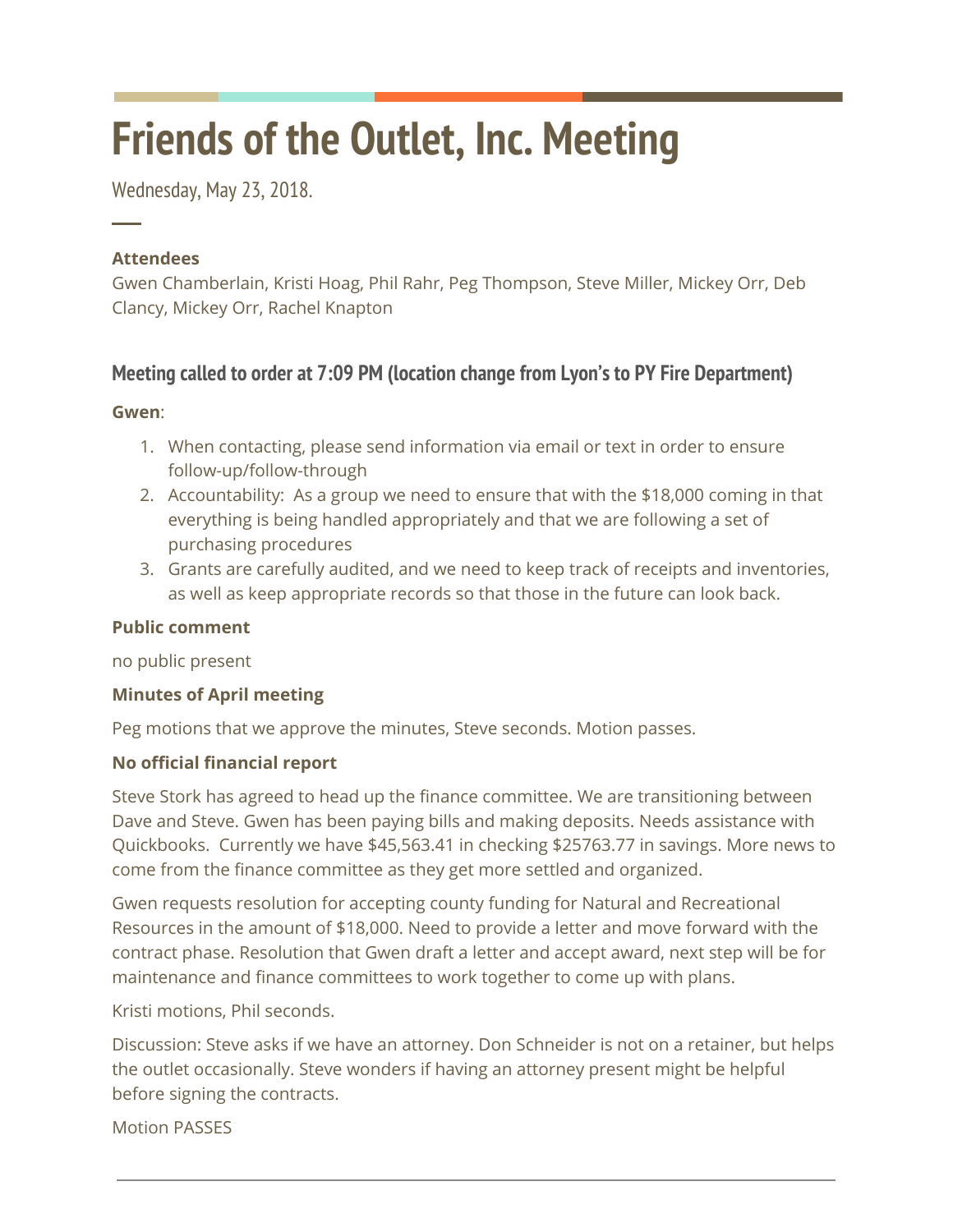# Friends of the Outlet, Inc. Meeting

Wednesday, May 23, 2018.

**Attendees**

Gwen Chamberlain, Kristi Hoag, Phil Rahr, Peg Thompson, Steve Miller, Mickey Orr, Deb Clancy, Mickey Orr, Rachel Knapton

## Meeting called to order at 7:09 PM (location change from Lyon's to PY Fire Department)

**Gwen**:

1. When contacting, please send information via email or text in order to ensure follow-up/follow-through
2. Accountability: As a group we need to ensure that with the $18,000 coming in that everything is being handled appropriately and that we are following a set of purchasing procedures
3. Grants are carefully audited, and we need to keep track of receipts and inventories, as well as keep appropriate records so that those in the future can look back.

**Public comment**

no public present

**Minutes of April meeting**

Peg motions that we approve the minutes, Steve seconds. Motion passes.

**No official financial report**

Steve Stork has agreed to head up the finance committee. We are transitioning between Dave and Steve. Gwen has been paying bills and making deposits. Needs assistance with Quickbooks. Currently we have $45,563.41 in checking $25763.77 in savings. More news to come from the finance committee as they get more settled and organized.

Gwen requests resolution for accepting county funding for Natural and Recreational Resources in the amount of $18,000. Need to provide a letter and move forward with the contract phase. Resolution that Gwen draft a letter and accept award, next step will be for maintenance and finance committees to work together to come up with plans.

Kristi motions, Phil seconds.

Discussion: Steve asks if we have an attorney. Don Schneider is not on a retainer, but helps the outlet occasionally. Steve wonders if having an attorney present might be helpful before signing the contracts.

Motion PASSES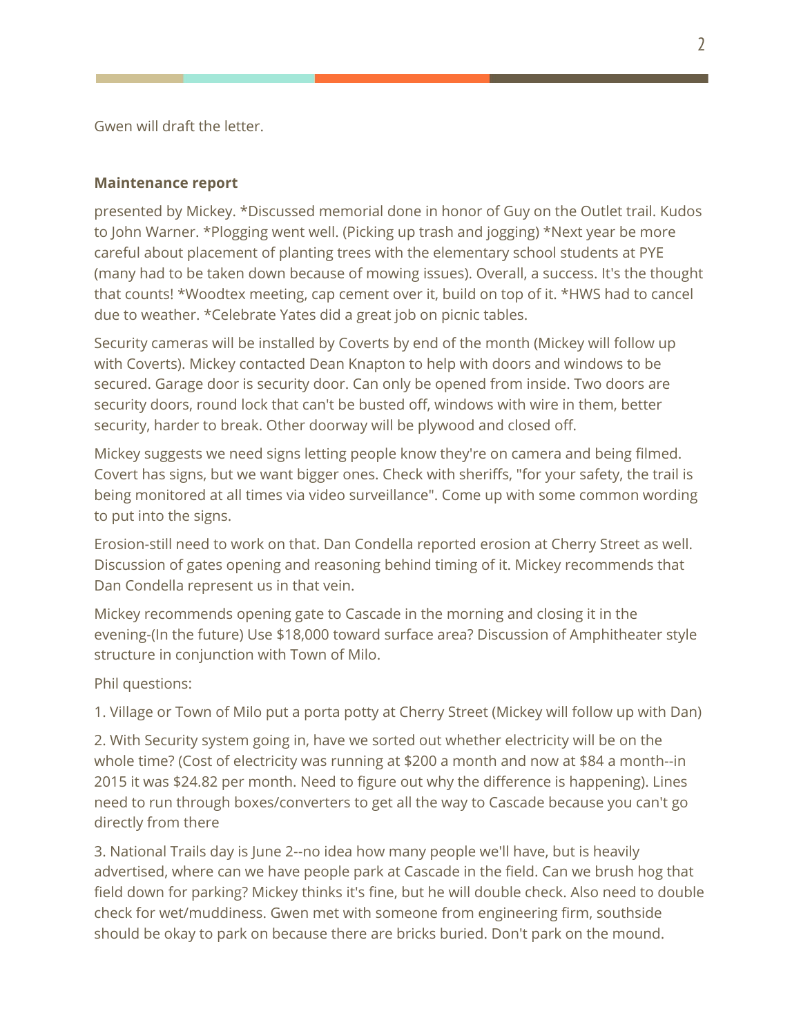Gwen will draft the letter.

**Maintenance report**

presented by Mickey. *Discussed memorial done in honor of Guy on the Outlet trail. Kudos to John Warner. *Plogging went well. (Picking up trash and jogging) *Next year be more careful about placement of planting trees with the elementary school students at PYE (many had to be taken down because of mowing issues). Overall, a success. It's the thought that counts! *Woodtex meeting, cap cement over it, build on top of it. *HWS had to cancel due to weather. *Celebrate Yates did a great job on picnic tables.

Security cameras will be installed by Coverts by end of the month (Mickey will follow up with Coverts). Mickey contacted Dean Knapton to help with doors and windows to be secured. Garage door is security door. Can only be opened from inside. Two doors are security doors, round lock that can't be busted off, windows with wire in them, better security, harder to break. Other doorway will be plywood and closed off.

Mickey suggests we need signs letting people know they're on camera and being filmed. Covert has signs, but we want bigger ones. Check with sheriffs, "for your safety, the trail is being monitored at all times via video surveillance". Come up with some common wording to put into the signs.

Erosion-still need to work on that. Dan Condella reported erosion at Cherry Street as well. Discussion of gates opening and reasoning behind timing of it. Mickey recommends that Dan Condella represent us in that vein.

Mickey recommends opening gate to Cascade in the morning and closing it in the evening-(In the future) Use $18,000 toward surface area? Discussion of Amphitheater style structure in conjunction with Town of Milo.

Phil questions:

1. Village or Town of Milo put a porta potty at Cherry Street (Mickey will follow up with Dan)

2. With Security system going in, have we sorted out whether electricity will be on the whole time? (Cost of electricity was running at $200 a month and now at $84 a month--in 2015 it was $24.82 per month. Need to figure out why the difference is happening). Lines need to run through boxes/converters to get all the way to Cascade because you can't go directly from there

3. National Trails day is June 2--no idea how many people we'll have, but is heavily advertised, where can we have people park at Cascade in the field. Can we brush hog that field down for parking? Mickey thinks it's fine, but he will double check. Also need to double check for wet/muddiness. Gwen met with someone from engineering firm, southside should be okay to park on because there are bricks buried. Don't park on the mound.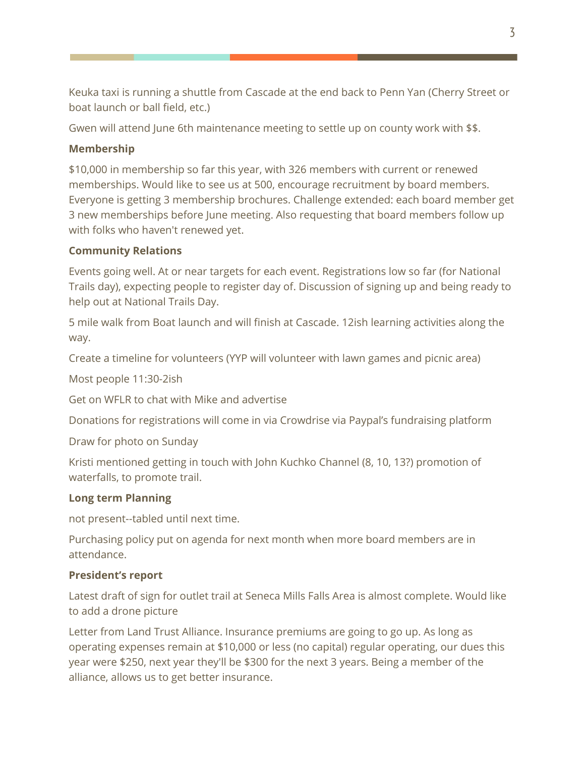Keuka taxi is running a shuttle from Cascade at the end back to Penn Yan (Cherry Street or boat launch or ball field, etc.)

Gwen will attend June 6th maintenance meeting to settle up on county work with $$.

**Membership**

$10,000 in membership so far this year, with 326 members with current or renewed memberships. Would like to see us at 500, encourage recruitment by board members. Everyone is getting 3 membership brochures. Challenge extended: each board member get 3 new memberships before June meeting. Also requesting that board members follow up with folks who haven't renewed yet.

**Community Relations**

Events going well. At or near targets for each event. Registrations low so far (for National Trails day), expecting people to register day of. Discussion of signing up and being ready to help out at National Trails Day.

5 mile walk from Boat launch and will finish at Cascade. 12ish learning activities along the way.

Create a timeline for volunteers (YYP will volunteer with lawn games and picnic area)

Most people 11:30-2ish

Get on WFLR to chat with Mike and advertise

Donations for registrations will come in via Crowdrise via Paypal's fundraising platform

Draw for photo on Sunday

Kristi mentioned getting in touch with John Kuchko Channel (8, 10, 13?) promotion of waterfalls, to promote trail.

**Long term Planning**

not present--tabled until next time.

Purchasing policy put on agenda for next month when more board members are in attendance.

**President's report**

Latest draft of sign for outlet trail at Seneca Mills Falls Area is almost complete. Would like to add a drone picture

Letter from Land Trust Alliance. Insurance premiums are going to go up. As long as operating expenses remain at $10,000 or less (no capital) regular operating, our dues this year were $250, next year they'll be $300 for the next 3 years. Being a member of the alliance, allows us to get better insurance.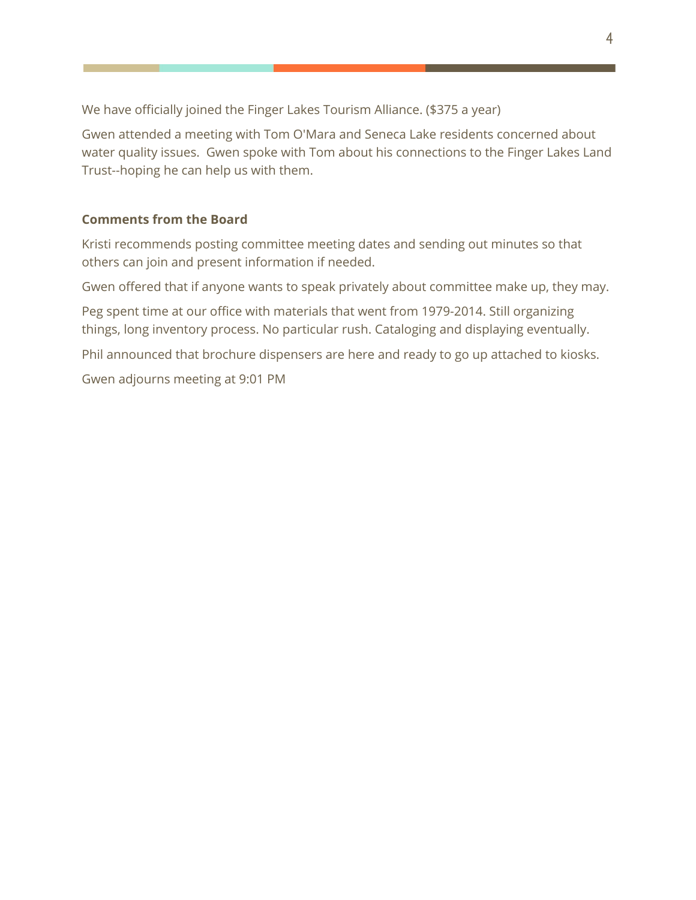We have officially joined the Finger Lakes Tourism Alliance. ($375 a year)

Gwen attended a meeting with Tom O'Mara and Seneca Lake residents concerned about water quality issues.  Gwen spoke with Tom about his connections to the Finger Lakes Land Trust--hoping he can help us with them.

**Comments from the Board**

Kristi recommends posting committee meeting dates and sending out minutes so that others can join and present information if needed.

Gwen offered that if anyone wants to speak privately about committee make up, they may.

Peg spent time at our office with materials that went from 1979-2014. Still organizing things, long inventory process. No particular rush. Cataloging and displaying eventually.

Phil announced that brochure dispensers are here and ready to go up attached to kiosks.

Gwen adjourns meeting at 9:01 PM